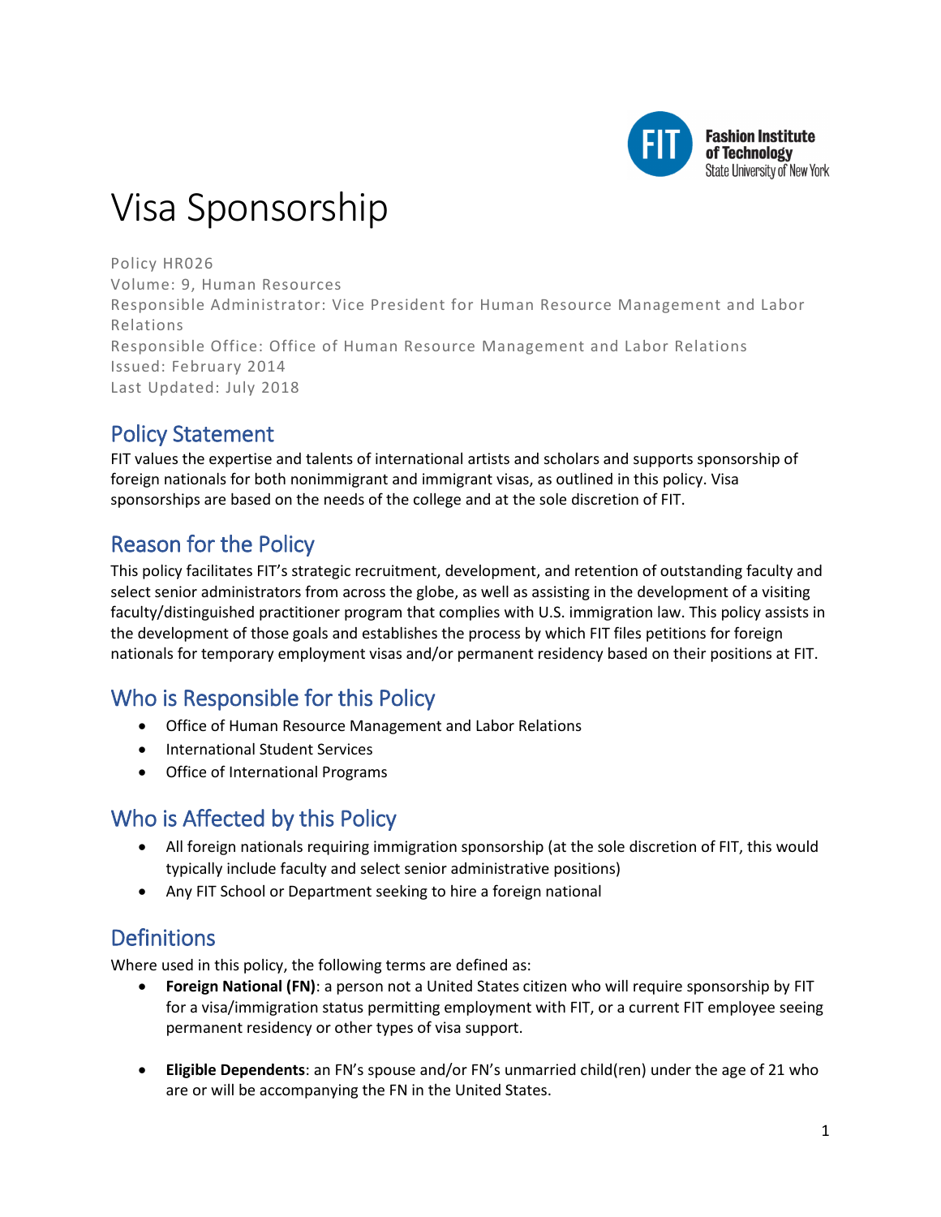# Visa Sponsorship

Policy HR026
Volume: 9, Human Resources
Responsible Administrator: Vice President for Human Resource Management and Labor Relations
Responsible Office: Office of Human Resource Management and Labor Relations
Issued: February 2014
Last Updated: July 2018

## Policy Statement

FIT values the expertise and talents of international artists and scholars and supports sponsorship of foreign nationals for both nonimmigrant and immigrant visas, as outlined in this policy. Visa sponsorships are based on the needs of the college and at the sole discretion of FIT.

## Reason for the Policy

This policy facilitates FIT's strategic recruitment, development, and retention of outstanding faculty and select senior administrators from across the globe, as well as assisting in the development of a visiting faculty/distinguished practitioner program that complies with U.S. immigration law. This policy assists in the development of those goals and establishes the process by which FIT files petitions for foreign nationals for temporary employment visas and/or permanent residency based on their positions at FIT.

## Who is Responsible for this Policy

- Office of Human Resource Management and Labor Relations
- International Student Services
- Office of International Programs

## Who is Affected by this Policy

- All foreign nationals requiring immigration sponsorship (at the sole discretion of FIT, this would typically include faculty and select senior administrative positions)
- Any FIT School or Department seeking to hire a foreign national

## Definitions

Where used in this policy, the following terms are defined as:

- **Foreign National (FN)**: a person not a United States citizen who will require sponsorship by FIT for a visa/immigration status permitting employment with FIT, or a current FIT employee seeing permanent residency or other types of visa support.

- **Eligible Dependents**: an FN's spouse and/or FN's unmarried child(ren) under the age of 21 who are or will be accompanying the FN in the United States.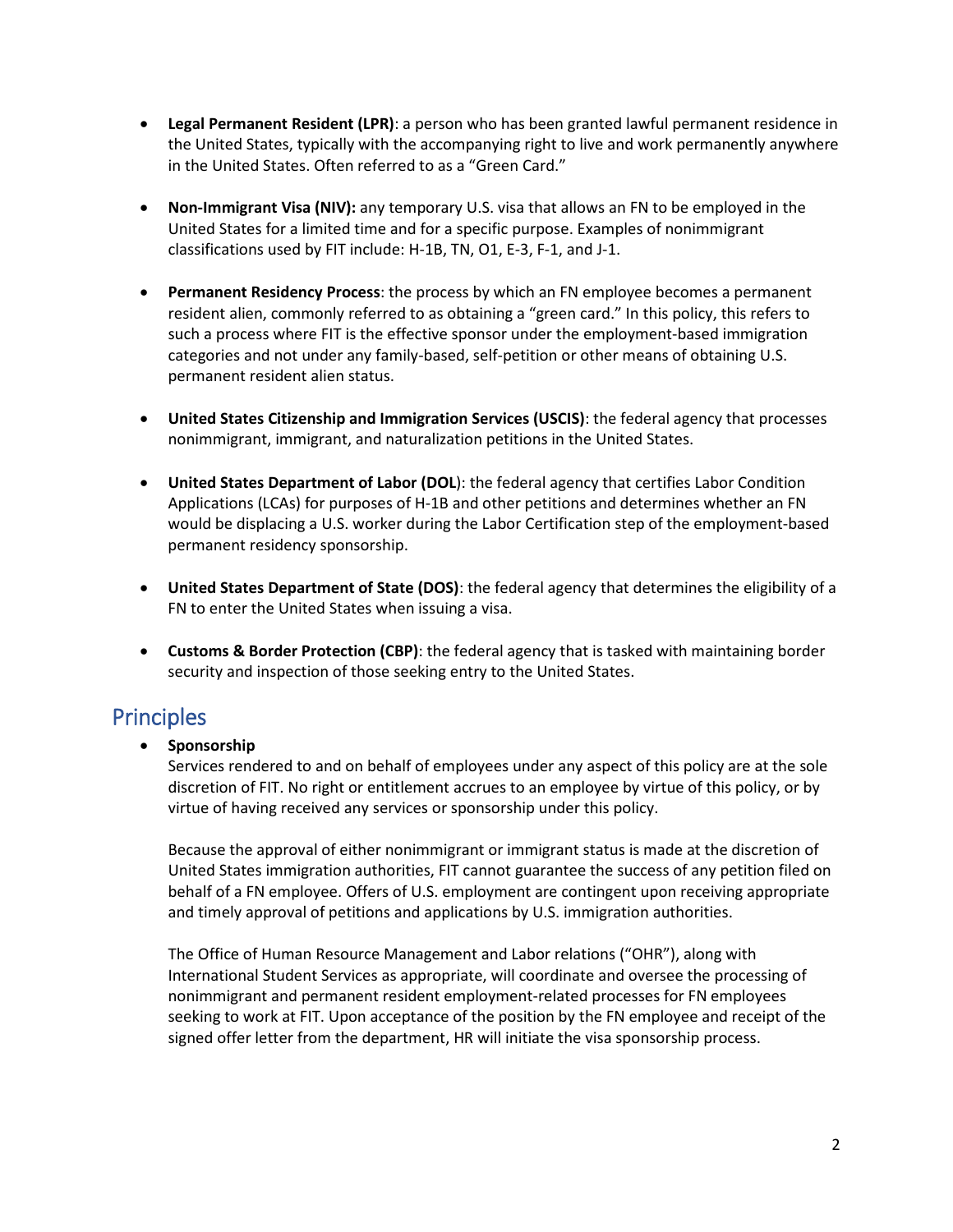- **Legal Permanent Resident (LPR)**: a person who has been granted lawful permanent residence in the United States, typically with the accompanying right to live and work permanently anywhere in the United States. Often referred to as a "Green Card."

- **Non-Immigrant Visa (NIV):** any temporary U.S. visa that allows an FN to be employed in the United States for a limited time and for a specific purpose. Examples of nonimmigrant classifications used by FIT include: H-1B, TN, O1, E-3, F-1, and J-1.

- **Permanent Residency Process**: the process by which an FN employee becomes a permanent resident alien, commonly referred to as obtaining a "green card." In this policy, this refers to such a process where FIT is the effective sponsor under the employment-based immigration categories and not under any family-based, self-petition or other means of obtaining U.S. permanent resident alien status.

- **United States Citizenship and Immigration Services (USCIS)**: the federal agency that processes nonimmigrant, immigrant, and naturalization petitions in the United States.

- **United States Department of Labor (DOL**): the federal agency that certifies Labor Condition Applications (LCAs) for purposes of H-1B and other petitions and determines whether an FN would be displacing a U.S. worker during the Labor Certification step of the employment-based permanent residency sponsorship.

- **United States Department of State (DOS)**: the federal agency that determines the eligibility of a FN to enter the United States when issuing a visa.

- **Customs & Border Protection (CBP)**: the federal agency that is tasked with maintaining border security and inspection of those seeking entry to the United States.

## Principles

- **Sponsorship**

  Services rendered to and on behalf of employees under any aspect of this policy are at the sole discretion of FIT. No right or entitlement accrues to an employee by virtue of this policy, or by virtue of having received any services or sponsorship under this policy.

  Because the approval of either nonimmigrant or immigrant status is made at the discretion of United States immigration authorities, FIT cannot guarantee the success of any petition filed on behalf of a FN employee. Offers of U.S. employment are contingent upon receiving appropriate and timely approval of petitions and applications by U.S. immigration authorities.

  The Office of Human Resource Management and Labor relations ("OHR"), along with International Student Services as appropriate, will coordinate and oversee the processing of nonimmigrant and permanent resident employment-related processes for FN employees seeking to work at FIT. Upon acceptance of the position by the FN employee and receipt of the signed offer letter from the department, HR will initiate the visa sponsorship process.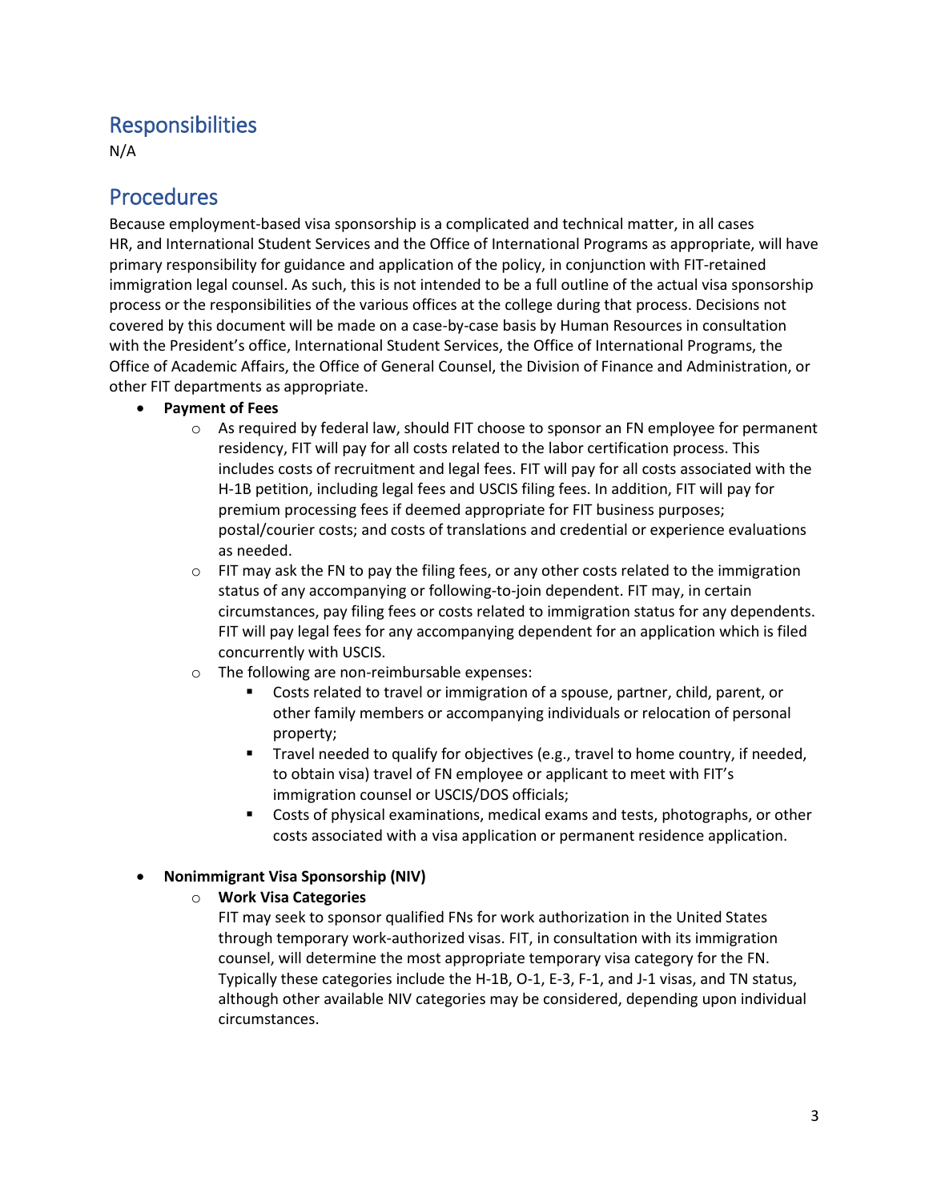## Responsibilities

N/A

## Procedures

Because employment-based visa sponsorship is a complicated and technical matter, in all cases HR, and International Student Services and the Office of International Programs as appropriate, will have primary responsibility for guidance and application of the policy, in conjunction with FIT-retained immigration legal counsel. As such, this is not intended to be a full outline of the actual visa sponsorship process or the responsibilities of the various offices at the college during that process. Decisions not covered by this document will be made on a case-by-case basis by Human Resources in consultation with the President's office, International Student Services, the Office of International Programs, the Office of Academic Affairs, the Office of General Counsel, the Division of Finance and Administration, or other FIT departments as appropriate.

- **Payment of Fees**
  - As required by federal law, should FIT choose to sponsor an FN employee for permanent residency, FIT will pay for all costs related to the labor certification process. This includes costs of recruitment and legal fees. FIT will pay for all costs associated with the H-1B petition, including legal fees and USCIS filing fees. In addition, FIT will pay for premium processing fees if deemed appropriate for FIT business purposes; postal/courier costs; and costs of translations and credential or experience evaluations as needed.
  - FIT may ask the FN to pay the filing fees, or any other costs related to the immigration status of any accompanying or following-to-join dependent. FIT may, in certain circumstances, pay filing fees or costs related to immigration status for any dependents. FIT will pay legal fees for any accompanying dependent for an application which is filed concurrently with USCIS.
  - The following are non-reimbursable expenses:
    - Costs related to travel or immigration of a spouse, partner, child, parent, or other family members or accompanying individuals or relocation of personal property;
    - Travel needed to qualify for objectives (e.g., travel to home country, if needed, to obtain visa) travel of FN employee or applicant to meet with FIT's immigration counsel or USCIS/DOS officials;
    - Costs of physical examinations, medical exams and tests, photographs, or other costs associated with a visa application or permanent residence application.

- **Nonimmigrant Visa Sponsorship (NIV)**
  - **Work Visa Categories**

    FIT may seek to sponsor qualified FNs for work authorization in the United States through temporary work-authorized visas. FIT, in consultation with its immigration counsel, will determine the most appropriate temporary visa category for the FN. Typically these categories include the H-1B, O-1, E-3, F-1, and J-1 visas, and TN status, although other available NIV categories may be considered, depending upon individual circumstances.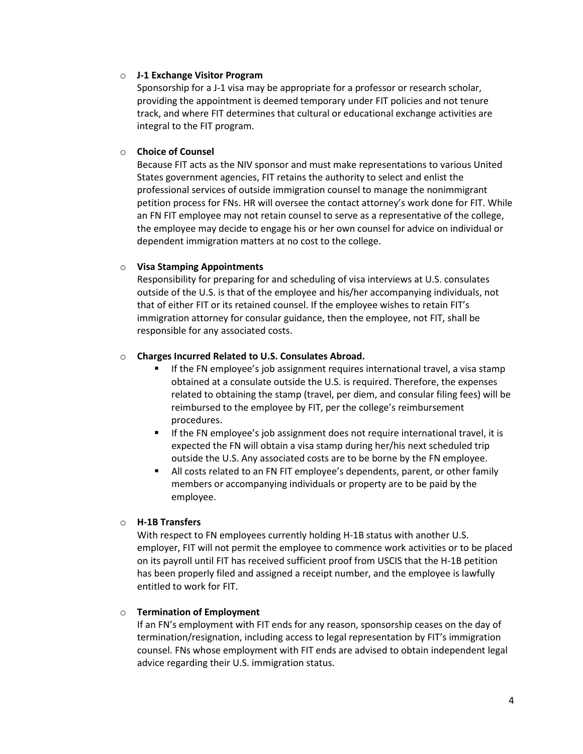- **J-1 Exchange Visitor Program**

  Sponsorship for a J-1 visa may be appropriate for a professor or research scholar, providing the appointment is deemed temporary under FIT policies and not tenure track, and where FIT determines that cultural or educational exchange activities are integral to the FIT program.

- **Choice of Counsel**

  Because FIT acts as the NIV sponsor and must make representations to various United States government agencies, FIT retains the authority to select and enlist the professional services of outside immigration counsel to manage the nonimmigrant petition process for FNs. HR will oversee the contact attorney's work done for FIT. While an FN FIT employee may not retain counsel to serve as a representative of the college, the employee may decide to engage his or her own counsel for advice on individual or dependent immigration matters at no cost to the college.

- **Visa Stamping Appointments**

  Responsibility for preparing for and scheduling of visa interviews at U.S. consulates outside of the U.S. is that of the employee and his/her accompanying individuals, not that of either FIT or its retained counsel. If the employee wishes to retain FIT's immigration attorney for consular guidance, then the employee, not FIT, shall be responsible for any associated costs.

- **Charges Incurred Related to U.S. Consulates Abroad.**
  - If the FN employee's job assignment requires international travel, a visa stamp obtained at a consulate outside the U.S. is required. Therefore, the expenses related to obtaining the stamp (travel, per diem, and consular filing fees) will be reimbursed to the employee by FIT, per the college's reimbursement procedures.
  - If the FN employee's job assignment does not require international travel, it is expected the FN will obtain a visa stamp during her/his next scheduled trip outside the U.S. Any associated costs are to be borne by the FN employee.
  - All costs related to an FN FIT employee's dependents, parent, or other family members or accompanying individuals or property are to be paid by the employee.

- **H-1B Transfers**

  With respect to FN employees currently holding H-1B status with another U.S. employer, FIT will not permit the employee to commence work activities or to be placed on its payroll until FIT has received sufficient proof from USCIS that the H-1B petition has been properly filed and assigned a receipt number, and the employee is lawfully entitled to work for FIT.

- **Termination of Employment**

  If an FN's employment with FIT ends for any reason, sponsorship ceases on the day of termination/resignation, including access to legal representation by FIT's immigration counsel. FNs whose employment with FIT ends are advised to obtain independent legal advice regarding their U.S. immigration status.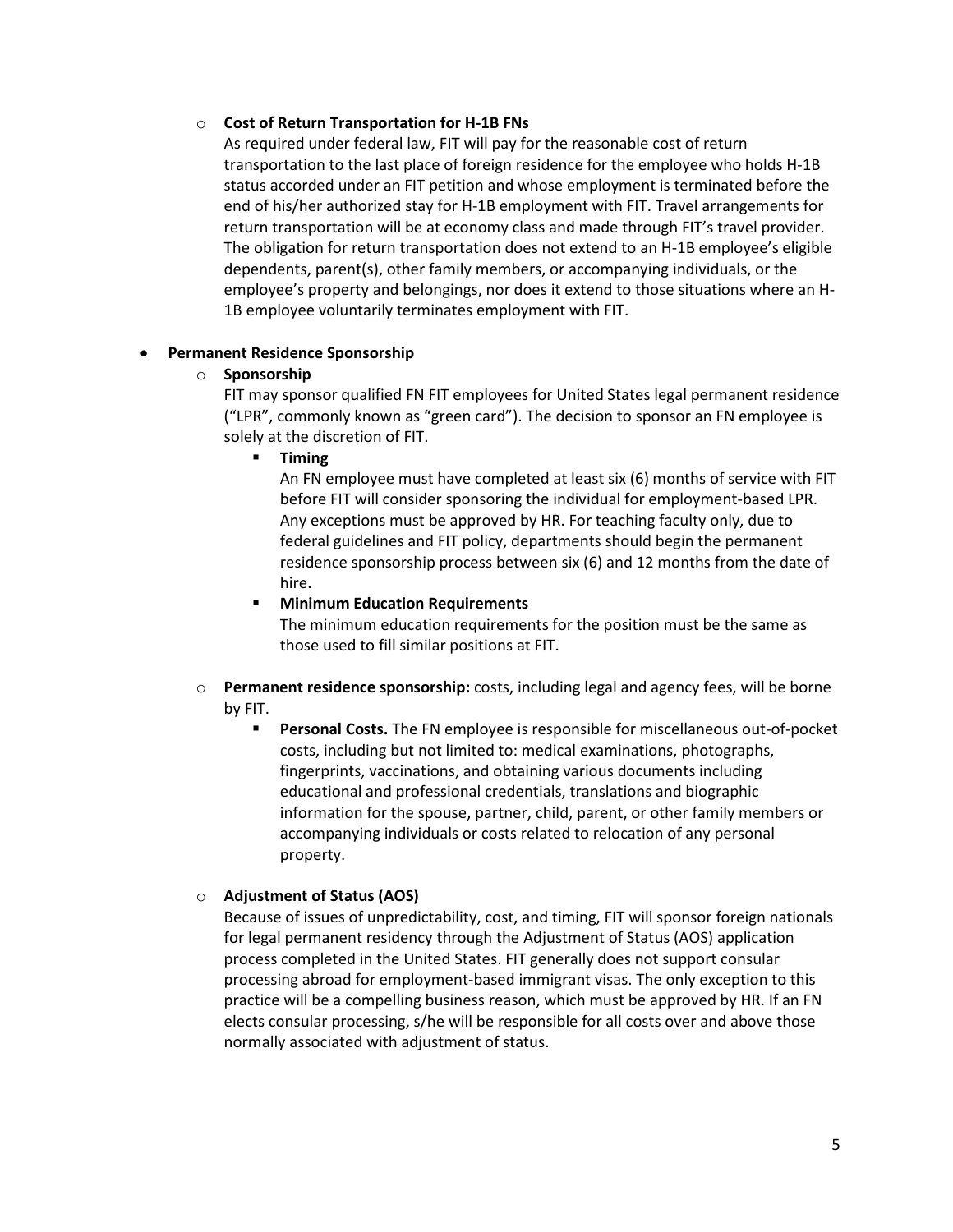- **Cost of Return Transportation for H-1B FNs**

  As required under federal law, FIT will pay for the reasonable cost of return transportation to the last place of foreign residence for the employee who holds H-1B status accorded under an FIT petition and whose employment is terminated before the end of his/her authorized stay for H-1B employment with FIT. Travel arrangements for return transportation will be at economy class and made through FIT's travel provider. The obligation for return transportation does not extend to an H-1B employee's eligible dependents, parent(s), other family members, or accompanying individuals, or the employee's property and belongings, nor does it extend to those situations where an H-1B employee voluntarily terminates employment with FIT.

- **Permanent Residence Sponsorship**
  - **Sponsorship**

    FIT may sponsor qualified FN FIT employees for United States legal permanent residence ("LPR", commonly known as "green card"). The decision to sponsor an FN employee is solely at the discretion of FIT.

    - **Timing**

      An FN employee must have completed at least six (6) months of service with FIT before FIT will consider sponsoring the individual for employment-based LPR. Any exceptions must be approved by HR. For teaching faculty only, due to federal guidelines and FIT policy, departments should begin the permanent residence sponsorship process between six (6) and 12 months from the date of hire.

    - **Minimum Education Requirements**

      The minimum education requirements for the position must be the same as those used to fill similar positions at FIT.

  - **Permanent residence sponsorship:** costs, including legal and agency fees, will be borne by FIT.
    - **Personal Costs.** The FN employee is responsible for miscellaneous out-of-pocket costs, including but not limited to: medical examinations, photographs, fingerprints, vaccinations, and obtaining various documents including educational and professional credentials, translations and biographic information for the spouse, partner, child, parent, or other family members or accompanying individuals or costs related to relocation of any personal property.

  - **Adjustment of Status (AOS)**

    Because of issues of unpredictability, cost, and timing, FIT will sponsor foreign nationals for legal permanent residency through the Adjustment of Status (AOS) application process completed in the United States. FIT generally does not support consular processing abroad for employment-based immigrant visas. The only exception to this practice will be a compelling business reason, which must be approved by HR. If an FN elects consular processing, s/he will be responsible for all costs over and above those normally associated with adjustment of status.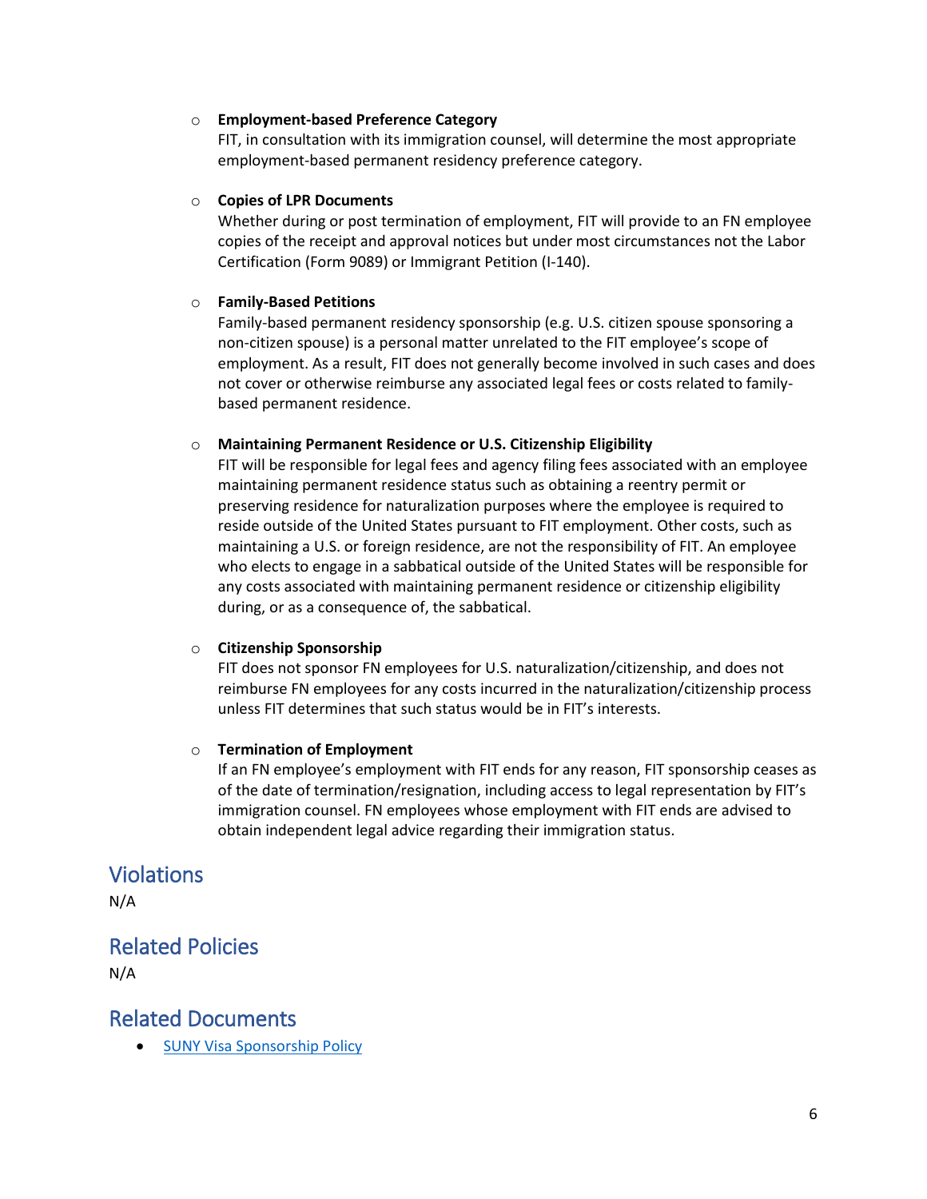- **Employment-based Preference Category**
  FIT, in consultation with its immigration counsel, will determine the most appropriate employment-based permanent residency preference category.

- **Copies of LPR Documents**
  Whether during or post termination of employment, FIT will provide to an FN employee copies of the receipt and approval notices but under most circumstances not the Labor Certification (Form 9089) or Immigrant Petition (I-140).

- **Family-Based Petitions**
  Family-based permanent residency sponsorship (e.g. U.S. citizen spouse sponsoring a non-citizen spouse) is a personal matter unrelated to the FIT employee's scope of employment. As a result, FIT does not generally become involved in such cases and does not cover or otherwise reimburse any associated legal fees or costs related to family-based permanent residence.

- **Maintaining Permanent Residence or U.S. Citizenship Eligibility**
  FIT will be responsible for legal fees and agency filing fees associated with an employee maintaining permanent residence status such as obtaining a reentry permit or preserving residence for naturalization purposes where the employee is required to reside outside of the United States pursuant to FIT employment. Other costs, such as maintaining a U.S. or foreign residence, are not the responsibility of FIT. An employee who elects to engage in a sabbatical outside of the United States will be responsible for any costs associated with maintaining permanent residence or citizenship eligibility during, or as a consequence of, the sabbatical.

- **Citizenship Sponsorship**
  FIT does not sponsor FN employees for U.S. naturalization/citizenship, and does not reimburse FN employees for any costs incurred in the naturalization/citizenship process unless FIT determines that such status would be in FIT's interests.

- **Termination of Employment**
  If an FN employee's employment with FIT ends for any reason, FIT sponsorship ceases as of the date of termination/resignation, including access to legal representation by FIT's immigration counsel. FN employees whose employment with FIT ends are advised to obtain independent legal advice regarding their immigration status.

## Violations

N/A

## Related Policies

N/A

## Related Documents

- SUNY Visa Sponsorship Policy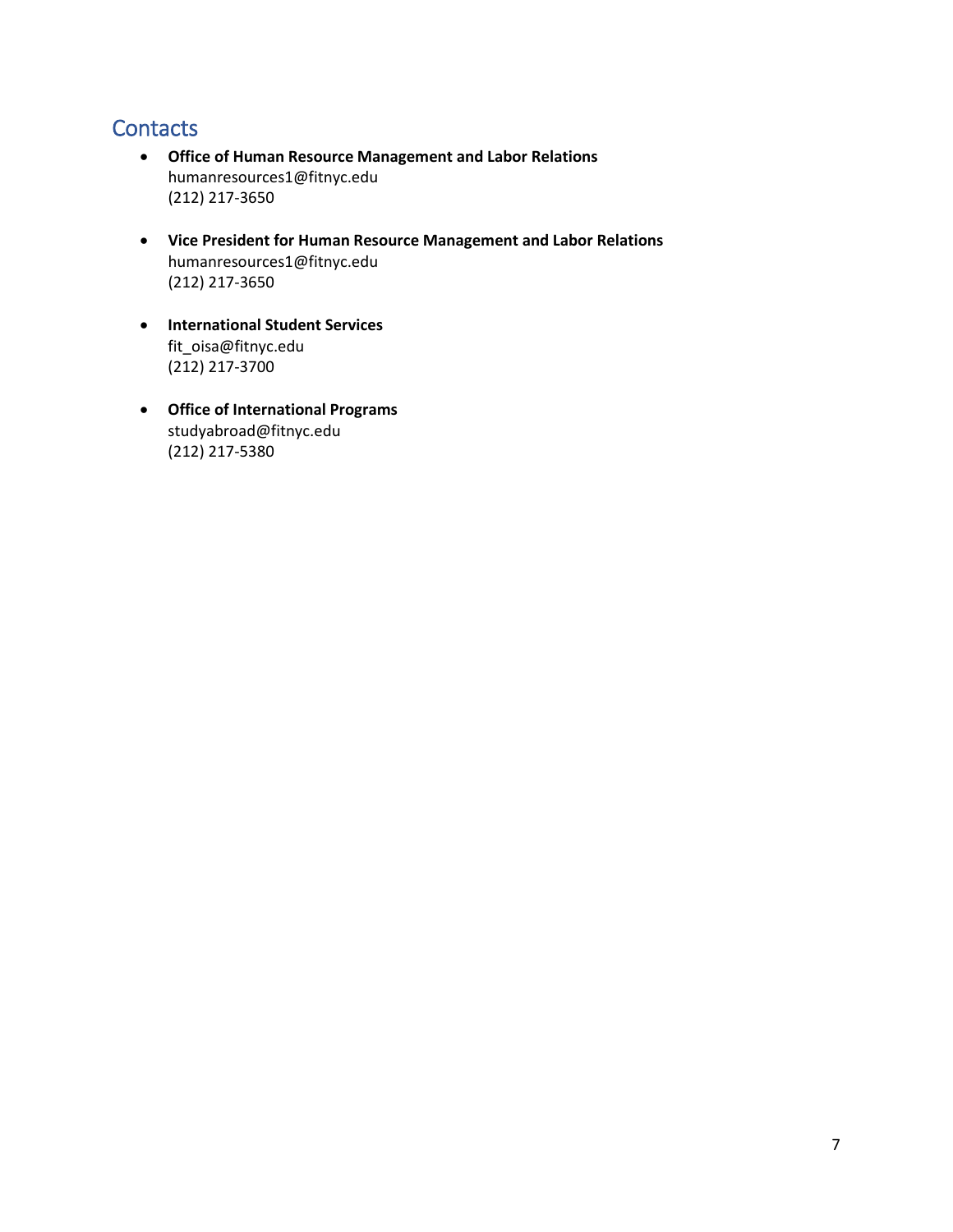## Contacts

- **Office of Human Resource Management and Labor Relations**
  humanresources1@fitnyc.edu
  (212) 217-3650

- **Vice President for Human Resource Management and Labor Relations**
  humanresources1@fitnyc.edu
  (212) 217-3650

- **International Student Services**
  fit_oisa@fitnyc.edu
  (212) 217-3700

- **Office of International Programs**
  studyabroad@fitnyc.edu
  (212) 217-5380